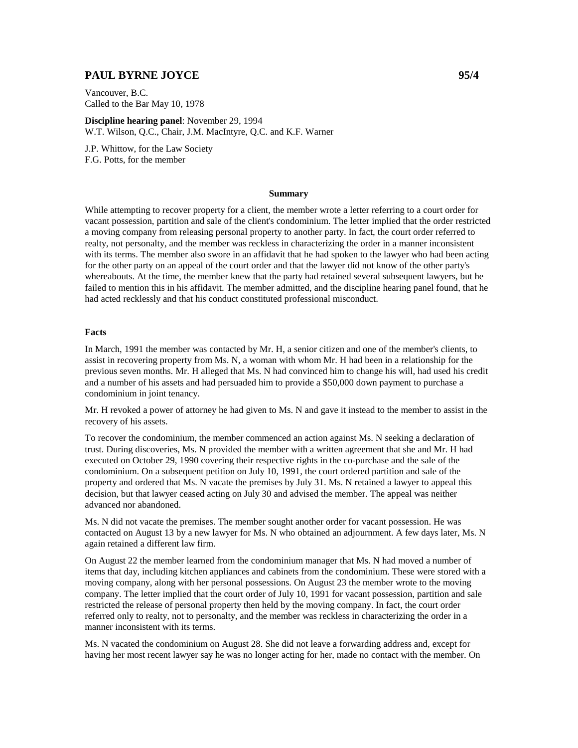# PAUL BYRNE JOYCE 95/4

Vancouver, B.C.
Called to the Bar May 10, 1978

**Discipline hearing panel**: November 29, 1994
W.T. Wilson, Q.C., Chair, J.M. MacIntyre, Q.C. and K.F. Warner

J.P. Whittow, for the Law Society
F.G. Potts, for the member

**Summary**

While attempting to recover property for a client, the member wrote a letter referring to a court order for vacant possession, partition and sale of the client's condominium. The letter implied that the order restricted a moving company from releasing personal property to another party. In fact, the court order referred to realty, not personalty, and the member was reckless in characterizing the order in a manner inconsistent with its terms. The member also swore in an affidavit that he had spoken to the lawyer who had been acting for the other party on an appeal of the court order and that the lawyer did not know of the other party's whereabouts. At the time, the member knew that the party had retained several subsequent lawyers, but he failed to mention this in his affidavit. The member admitted, and the discipline hearing panel found, that he had acted recklessly and that his conduct constituted professional misconduct.

**Facts**

In March, 1991 the member was contacted by Mr. H, a senior citizen and one of the member's clients, to assist in recovering property from Ms. N, a woman with whom Mr. H had been in a relationship for the previous seven months. Mr. H alleged that Ms. N had convinced him to change his will, had used his credit and a number of his assets and had persuaded him to provide a $50,000 down payment to purchase a condominium in joint tenancy.

Mr. H revoked a power of attorney he had given to Ms. N and gave it instead to the member to assist in the recovery of his assets.

To recover the condominium, the member commenced an action against Ms. N seeking a declaration of trust. During discoveries, Ms. N provided the member with a written agreement that she and Mr. H had executed on October 29, 1990 covering their respective rights in the co-purchase and the sale of the condominium. On a subsequent petition on July 10, 1991, the court ordered partition and sale of the property and ordered that Ms. N vacate the premises by July 31. Ms. N retained a lawyer to appeal this decision, but that lawyer ceased acting on July 30 and advised the member. The appeal was neither advanced nor abandoned.

Ms. N did not vacate the premises. The member sought another order for vacant possession. He was contacted on August 13 by a new lawyer for Ms. N who obtained an adjournment. A few days later, Ms. N again retained a different law firm.

On August 22 the member learned from the condominium manager that Ms. N had moved a number of items that day, including kitchen appliances and cabinets from the condominium. These were stored with a moving company, along with her personal possessions. On August 23 the member wrote to the moving company. The letter implied that the court order of July 10, 1991 for vacant possession, partition and sale restricted the release of personal property then held by the moving company. In fact, the court order referred only to realty, not to personalty, and the member was reckless in characterizing the order in a manner inconsistent with its terms.

Ms. N vacated the condominium on August 28. She did not leave a forwarding address and, except for having her most recent lawyer say he was no longer acting for her, made no contact with the member. On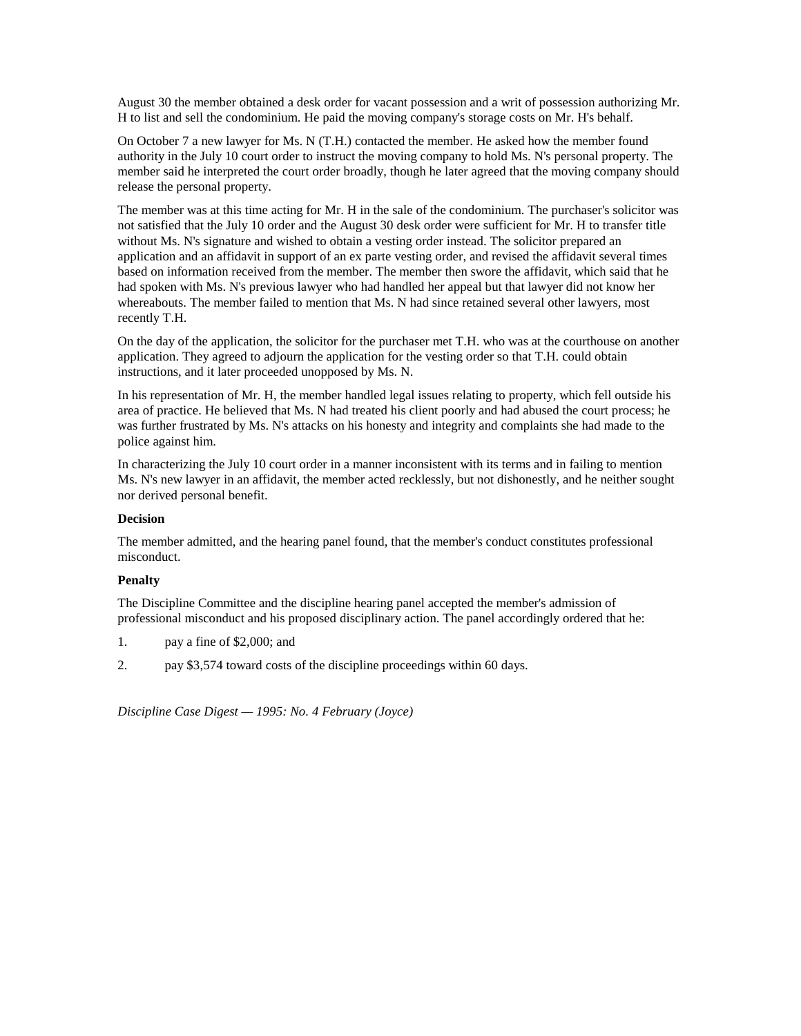August 30 the member obtained a desk order for vacant possession and a writ of possession authorizing Mr. H to list and sell the condominium. He paid the moving company's storage costs on Mr. H's behalf.

On October 7 a new lawyer for Ms. N (T.H.) contacted the member. He asked how the member found authority in the July 10 court order to instruct the moving company to hold Ms. N's personal property. The member said he interpreted the court order broadly, though he later agreed that the moving company should release the personal property.

The member was at this time acting for Mr. H in the sale of the condominium. The purchaser's solicitor was not satisfied that the July 10 order and the August 30 desk order were sufficient for Mr. H to transfer title without Ms. N's signature and wished to obtain a vesting order instead. The solicitor prepared an application and an affidavit in support of an ex parte vesting order, and revised the affidavit several times based on information received from the member. The member then swore the affidavit, which said that he had spoken with Ms. N's previous lawyer who had handled her appeal but that lawyer did not know her whereabouts. The member failed to mention that Ms. N had since retained several other lawyers, most recently T.H.

On the day of the application, the solicitor for the purchaser met T.H. who was at the courthouse on another application. They agreed to adjourn the application for the vesting order so that T.H. could obtain instructions, and it later proceeded unopposed by Ms. N.

In his representation of Mr. H, the member handled legal issues relating to property, which fell outside his area of practice. He believed that Ms. N had treated his client poorly and had abused the court process; he was further frustrated by Ms. N's attacks on his honesty and integrity and complaints she had made to the police against him.

In characterizing the July 10 court order in a manner inconsistent with its terms and in failing to mention Ms. N's new lawyer in an affidavit, the member acted recklessly, but not dishonestly, and he neither sought nor derived personal benefit.

**Decision**

The member admitted, and the hearing panel found, that the member's conduct constitutes professional misconduct.

**Penalty**

The Discipline Committee and the discipline hearing panel accepted the member's admission of professional misconduct and his proposed disciplinary action. The panel accordingly ordered that he:

1. pay a fine of $2,000; and
2. pay $3,574 toward costs of the discipline proceedings within 60 days.

*Discipline Case Digest — 1995: No. 4 February (Joyce)*